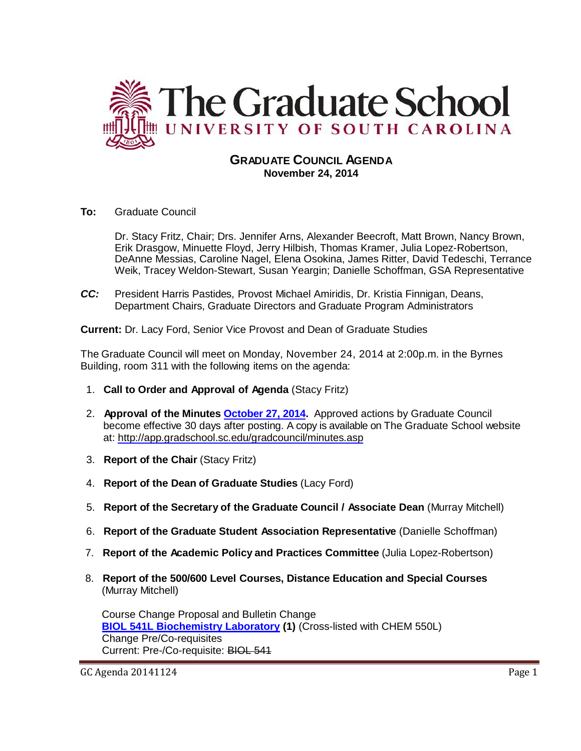# The Graduate School
## UNIVERSITY OF SOUTH CAROLINA

**GRADUATE COUNCIL AGENDA**
**November 24, 2014**

**To:** Graduate Council

Dr. Stacy Fritz, Chair; Drs. Jennifer Arns, Alexander Beecroft, Matt Brown, Nancy Brown, Erik Drasgow, Minuette Floyd, Jerry Hilbish, Thomas Kramer, Julia Lopez-Robertson, DeAnne Messias, Caroline Nagel, Elena Osokina, James Ritter, David Tedeschi, Terrance Weik, Tracey Weldon-Stewart, Susan Yeargin; Danielle Schoffman, GSA Representative

***CC:*** President Harris Pastides, Provost Michael Amiridis, Dr. Kristia Finnigan, Deans, Department Chairs, Graduate Directors and Graduate Program Administrators

**Current:** Dr. Lacy Ford, Senior Vice Provost and Dean of Graduate Studies

The Graduate Council will meet on Monday, November 24, 2014 at 2:00p.m. in the Byrnes Building, room 311 with the following items on the agenda:

1. **Call to Order and Approval of Agenda** (Stacy Fritz)
2. **Approval of the Minutes October 27, 2014.** Approved actions by Graduate Council become effective 30 days after posting. A copy is available on The Graduate School website at: http://app.gradschool.sc.edu/gradcouncil/minutes.asp
3. **Report of the Chair** (Stacy Fritz)
4. **Report of the Dean of Graduate Studies** (Lacy Ford)
5. **Report of the Secretary of the Graduate Council / Associate Dean** (Murray Mitchell)
6. **Report of the Graduate Student Association Representative** (Danielle Schoffman)
7. **Report of the Academic Policy and Practices Committee** (Julia Lopez-Robertson)
8. **Report of the 500/600 Level Courses, Distance Education and Special Courses** (Murray Mitchell)

   Course Change Proposal and Bulletin Change
   **BIOL 541L Biochemistry Laboratory (1)** (Cross-listed with CHEM 550L)
   Change Pre/Co-requisites
   Current: Pre-/Co-requisite: ~~BIOL 541~~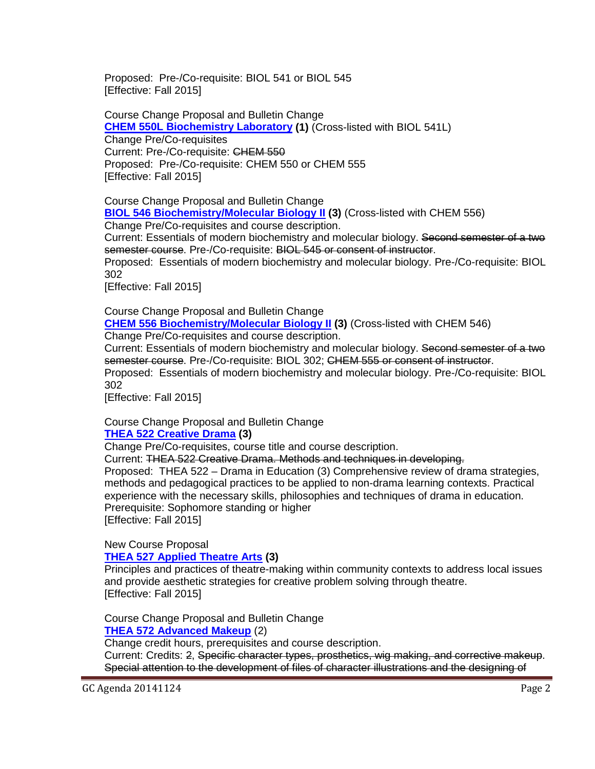Proposed: Pre-/Co-requisite: BIOL 541 or BIOL 545
[Effective: Fall 2015]

Course Change Proposal and Bulletin Change
**CHEM 550L Biochemistry Laboratory (1)** (Cross-listed with BIOL 541L)
Change Pre/Co-requisites
Current: Pre-/Co-requisite: ~~CHEM 550~~
Proposed: Pre-/Co-requisite: CHEM 550 or CHEM 555
[Effective: Fall 2015]

Course Change Proposal and Bulletin Change
**BIOL 546 Biochemistry/Molecular Biology II (3)** (Cross-listed with CHEM 556)
Change Pre/Co-requisites and course description.
Current: Essentials of modern biochemistry and molecular biology. ~~Second semester of a two semester course~~. Pre-/Co-requisite: ~~BIOL 545 or consent of instructor~~.
Proposed: Essentials of modern biochemistry and molecular biology. Pre-/Co-requisite: BIOL 302
[Effective: Fall 2015]

Course Change Proposal and Bulletin Change
**CHEM 556 Biochemistry/Molecular Biology II (3)** (Cross-listed with CHEM 546)
Change Pre/Co-requisites and course description.
Current: Essentials of modern biochemistry and molecular biology. ~~Second semester of a two semester course~~. Pre-/Co-requisite: BIOL 302; ~~CHEM 555 or consent of instructor~~.
Proposed: Essentials of modern biochemistry and molecular biology. Pre-/Co-requisite: BIOL 302
[Effective: Fall 2015]

Course Change Proposal and Bulletin Change
**THEA 522 Creative Drama (3)**
Change Pre/Co-requisites, course title and course description.
Current: ~~THEA 522 Creative Drama. Methods and techniques in developing.~~
Proposed: THEA 522 – Drama in Education (3) Comprehensive review of drama strategies, methods and pedagogical practices to be applied to non-drama learning contexts. Practical experience with the necessary skills, philosophies and techniques of drama in education. Prerequisite: Sophomore standing or higher
[Effective: Fall 2015]

New Course Proposal
**THEA 527 Applied Theatre Arts (3)**
Principles and practices of theatre-making within community contexts to address local issues and provide aesthetic strategies for creative problem solving through theatre.
[Effective: Fall 2015]

Course Change Proposal and Bulletin Change
**THEA 572 Advanced Makeup** (2)
Change credit hours, prerequisites and course description.
Current: Credits: ~~2~~, ~~Specific character types, prosthetics, wig making, and corrective makeup~~. ~~Special attention to the development of files of character illustrations and the designing of~~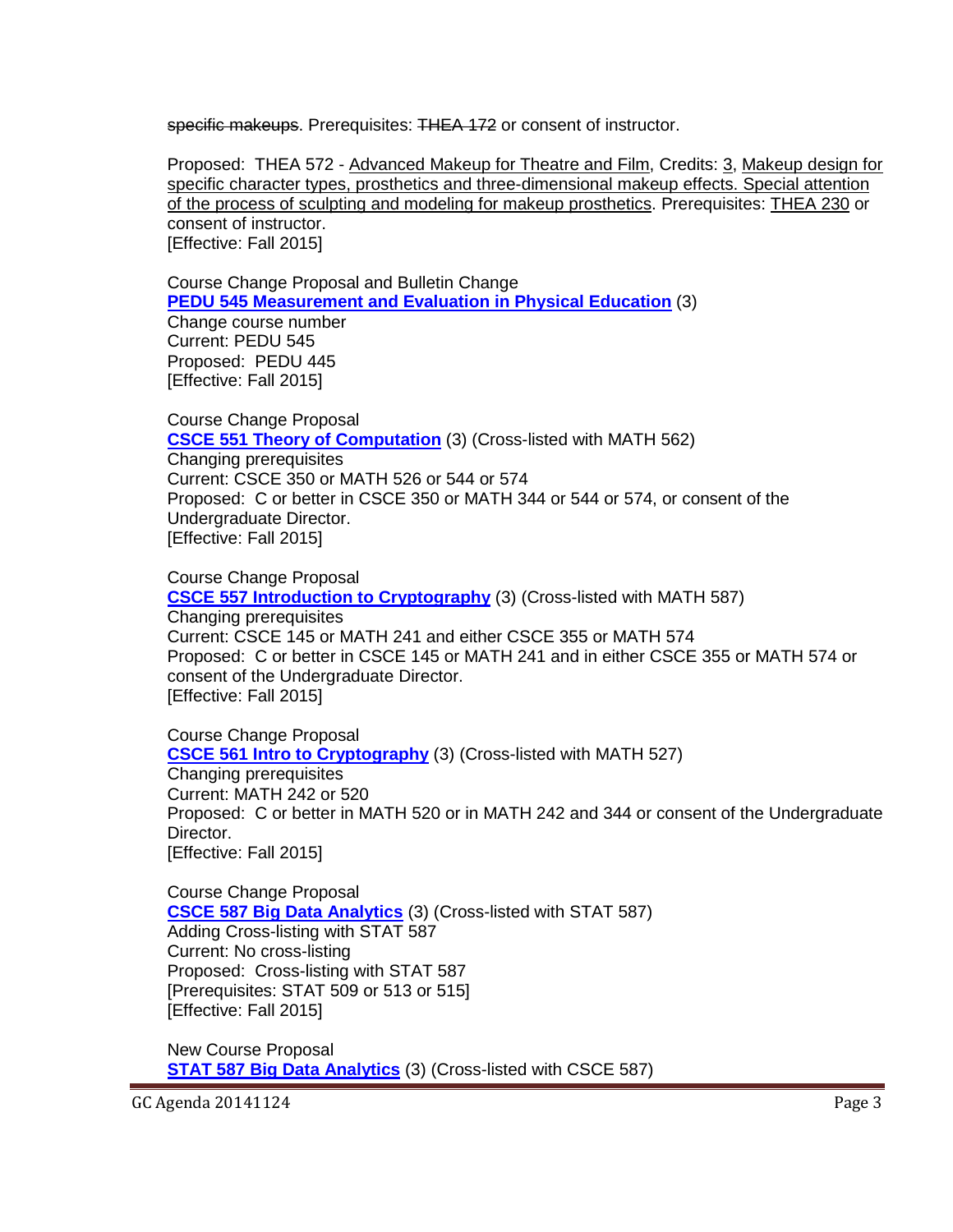~~specific makeups~~. Prerequisites: ~~THEA 172~~ or consent of instructor.

Proposed: THEA 572 - <u>Advanced Makeup for Theatre and Film</u>, Credits: <u>3</u>, <u>Makeup design for specific character types, prosthetics and three-dimensional makeup effects. Special attention of the process of sculpting and modeling for makeup prosthetics</u>. Prerequisites: <u>THEA 230</u> or consent of instructor.
[Effective: Fall 2015]

Course Change Proposal and Bulletin Change
**PEDU 545 Measurement and Evaluation in Physical Education** (3)
Change course number
Current: PEDU 545
Proposed: PEDU 445
[Effective: Fall 2015]

Course Change Proposal
**CSCE 551 Theory of Computation** (3) (Cross-listed with MATH 562)
Changing prerequisites
Current: CSCE 350 or MATH 526 or 544 or 574
Proposed: C or better in CSCE 350 or MATH 344 or 544 or 574, or consent of the Undergraduate Director.
[Effective: Fall 2015]

Course Change Proposal
**CSCE 557 Introduction to Cryptography** (3) (Cross-listed with MATH 587)
Changing prerequisites
Current: CSCE 145 or MATH 241 and either CSCE 355 or MATH 574
Proposed: C or better in CSCE 145 or MATH 241 and in either CSCE 355 or MATH 574 or consent of the Undergraduate Director.
[Effective: Fall 2015]

Course Change Proposal
**CSCE 561 Intro to Cryptography** (3) (Cross-listed with MATH 527)
Changing prerequisites
Current: MATH 242 or 520
Proposed: C or better in MATH 520 or in MATH 242 and 344 or consent of the Undergraduate Director.
[Effective: Fall 2015]

Course Change Proposal
**CSCE 587 Big Data Analytics** (3) (Cross-listed with STAT 587)
Adding Cross-listing with STAT 587
Current: No cross-listing
Proposed: Cross-listing with STAT 587
[Prerequisites: STAT 509 or 513 or 515]
[Effective: Fall 2015]

New Course Proposal
**STAT 587 Big Data Analytics** (3) (Cross-listed with CSCE 587)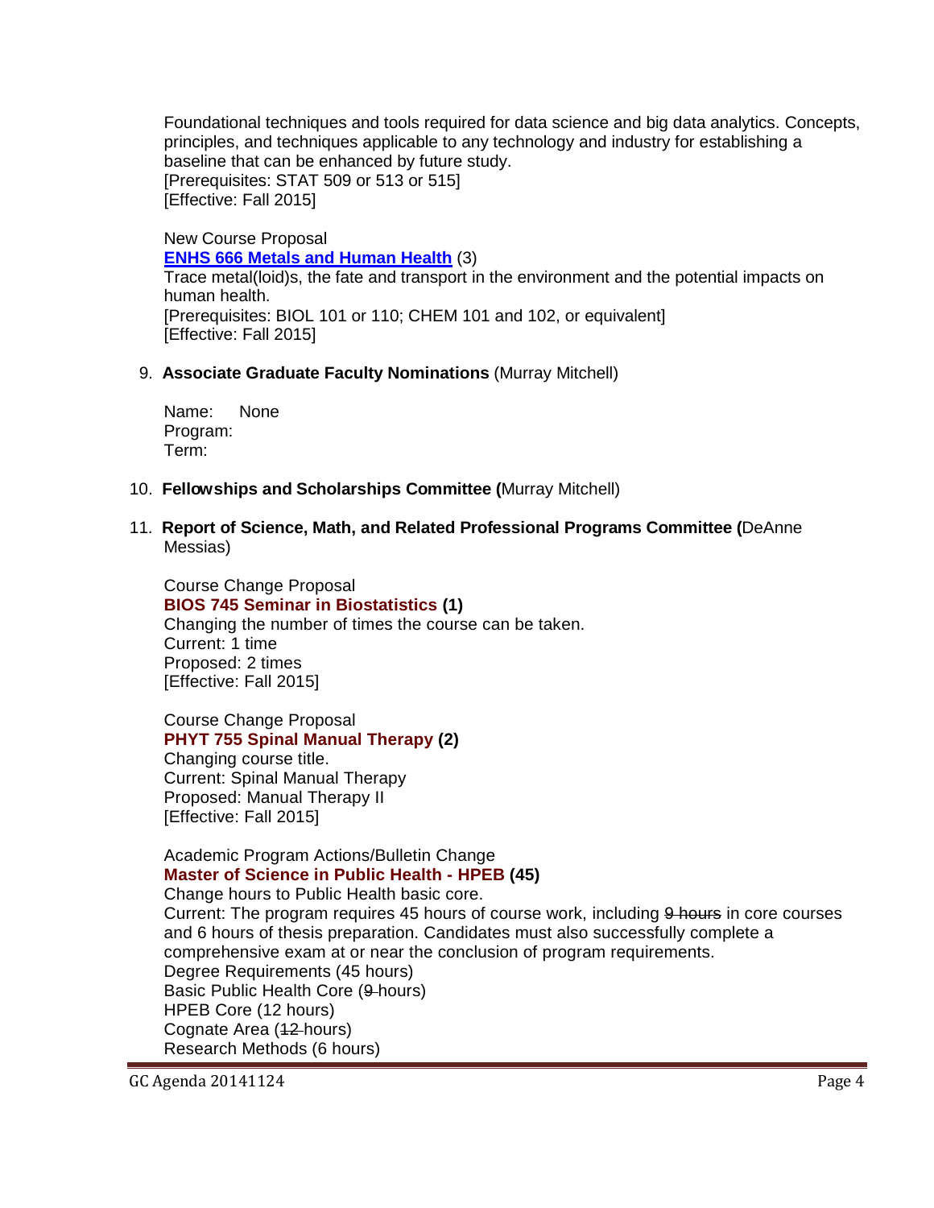Foundational techniques and tools required for data science and big data analytics. Concepts, principles, and techniques applicable to any technology and industry for establishing a baseline that can be enhanced by future study.
[Prerequisites: STAT 509 or 513 or 515]
[Effective: Fall 2015]

New Course Proposal
**ENHS 666 Metals and Human Health** (3)
Trace metal(loid)s, the fate and transport in the environment and the potential impacts on human health.
[Prerequisites: BIOL 101 or 110; CHEM 101 and 102, or equivalent]
[Effective: Fall 2015]

9. **Associate Graduate Faculty Nominations** (Murray Mitchell)

   Name: None
   Program:
   Term:

10. **Fellowships and Scholarships Committee (**Murray Mitchell)

11. **Report of Science, Math, and Related Professional Programs Committee (**DeAnne Messias)

Course Change Proposal
**BIOS 745 Seminar in Biostatistics (1)**
Changing the number of times the course can be taken.
Current: 1 time
Proposed: 2 times
[Effective: Fall 2015]

Course Change Proposal
**PHYT 755 Spinal Manual Therapy (2)**
Changing course title.
Current: Spinal Manual Therapy
Proposed: Manual Therapy II
[Effective: Fall 2015]

Academic Program Actions/Bulletin Change
**Master of Science in Public Health - HPEB (45)**
Change hours to Public Health basic core.
Current: The program requires 45 hours of course work, including ~~9 hours~~ in core courses and 6 hours of thesis preparation. Candidates must also successfully complete a comprehensive exam at or near the conclusion of program requirements.
Degree Requirements (45 hours)
Basic Public Health Core (~~9~~ hours)
HPEB Core (12 hours)
Cognate Area (~~12~~ hours)
Research Methods (6 hours)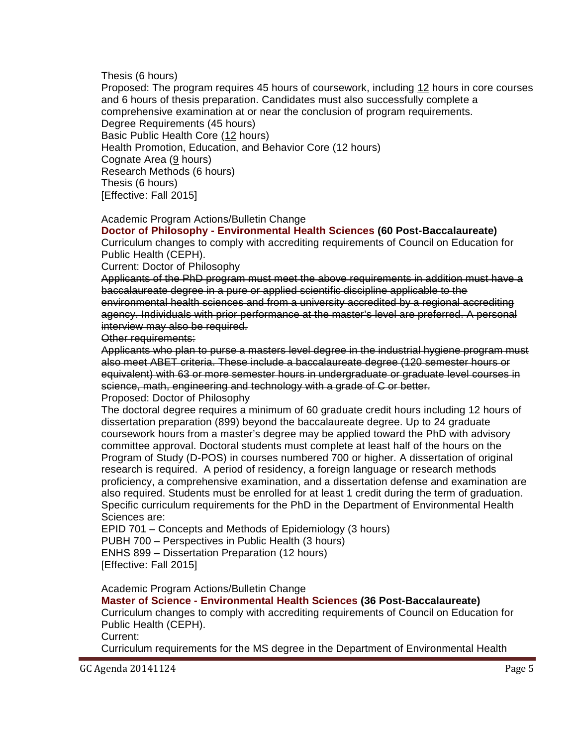Thesis (6 hours)
Proposed: The program requires 45 hours of coursework, including <u>12</u> hours in core courses and 6 hours of thesis preparation. Candidates must also successfully complete a comprehensive examination at or near the conclusion of program requirements.
Degree Requirements (45 hours)
Basic Public Health Core (<u>12</u> hours)
Health Promotion, Education, and Behavior Core (12 hours)
Cognate Area (<u>9</u> hours)
Research Methods (6 hours)
Thesis (6 hours)
[Effective: Fall 2015]

Academic Program Actions/Bulletin Change
**Doctor of Philosophy - Environmental Health Sciences (60 Post-Baccalaureate)**
Curriculum changes to comply with accrediting requirements of Council on Education for Public Health (CEPH).
Current: Doctor of Philosophy
~~Applicants of the PhD program must meet the above requirements in addition must have a baccalaureate degree in a pure or applied scientific discipline applicable to the environmental health sciences and from a university accredited by a regional accrediting agency. Individuals with prior performance at the master's level are preferred. A personal interview may also be required.~~
~~Other requirements:~~
~~Applicants who plan to purse a masters level degree in the industrial hygiene program must also meet ABET criteria. These include a baccalaureate degree (120 semester hours or equivalent) with 63 or more semester hours in undergraduate or graduate level courses in science, math, engineering and technology with a grade of C or better.~~
Proposed: Doctor of Philosophy
The doctoral degree requires a minimum of 60 graduate credit hours including 12 hours of dissertation preparation (899) beyond the baccalaureate degree. Up to 24 graduate coursework hours from a master's degree may be applied toward the PhD with advisory committee approval. Doctoral students must complete at least half of the hours on the Program of Study (D-POS) in courses numbered 700 or higher. A dissertation of original research is required. A period of residency, a foreign language or research methods proficiency, a comprehensive examination, and a dissertation defense and examination are also required. Students must be enrolled for at least 1 credit during the term of graduation. Specific curriculum requirements for the PhD in the Department of Environmental Health Sciences are:
EPID 701 – Concepts and Methods of Epidemiology (3 hours)
PUBH 700 – Perspectives in Public Health (3 hours)
ENHS 899 – Dissertation Preparation (12 hours)
[Effective: Fall 2015]

Academic Program Actions/Bulletin Change
**Master of Science - Environmental Health Sciences (36 Post-Baccalaureate)**
Curriculum changes to comply with accrediting requirements of Council on Education for Public Health (CEPH).
Current:
Curriculum requirements for the MS degree in the Department of Environmental Health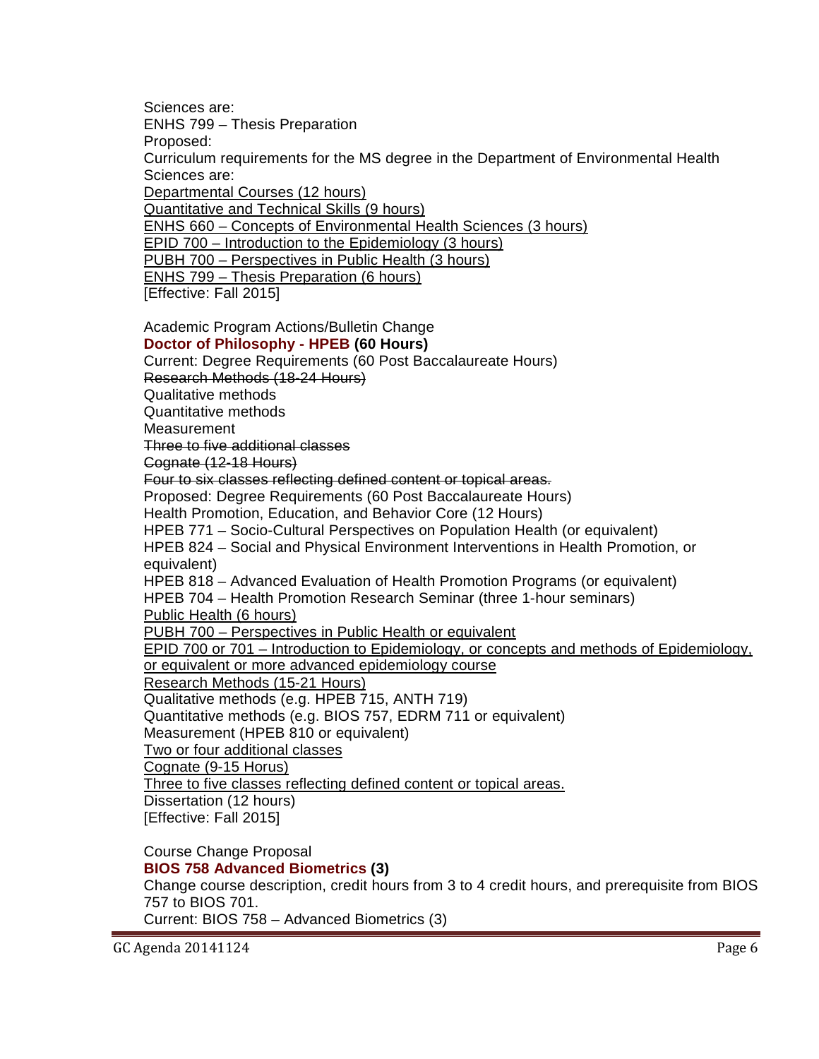Sciences are:
ENHS 799 – Thesis Preparation
Proposed:
Curriculum requirements for the MS degree in the Department of Environmental Health Sciences are:
<u>Departmental Courses (12 hours)</u>
<u>Quantitative and Technical Skills (9 hours)</u>
<u>ENHS 660 – Concepts of Environmental Health Sciences (3 hours)</u>
<u>EPID 700 – Introduction to the Epidemiology (3 hours)</u>
<u>PUBH 700 – Perspectives in Public Health (3 hours)</u>
<u>ENHS 799 – Thesis Preparation (6 hours)</u>
[Effective: Fall 2015]

Academic Program Actions/Bulletin Change
**Doctor of Philosophy - HPEB (60 Hours)**
Current: Degree Requirements (60 Post Baccalaureate Hours)
~~Research Methods (18-24 Hours)~~
Qualitative methods
Quantitative methods
Measurement
~~Three to five additional classes~~
~~Cognate (12-18 Hours)~~
~~Four to six classes reflecting defined content or topical areas.~~
Proposed: Degree Requirements (60 Post Baccalaureate Hours)
Health Promotion, Education, and Behavior Core (12 Hours)
HPEB 771 – Socio-Cultural Perspectives on Population Health (or equivalent)
HPEB 824 – Social and Physical Environment Interventions in Health Promotion, or equivalent)
HPEB 818 – Advanced Evaluation of Health Promotion Programs (or equivalent)
HPEB 704 – Health Promotion Research Seminar (three 1-hour seminars)
<u>Public Health (6 hours)</u>
<u>PUBH 700 – Perspectives in Public Health or equivalent</u>
<u>EPID 700 or 701 – Introduction to Epidemiology, or concepts and methods of Epidemiology, or equivalent or more advanced epidemiology course</u>
<u>Research Methods (15-21 Hours)</u>
Qualitative methods (e.g. HPEB 715, ANTH 719)
Quantitative methods (e.g. BIOS 757, EDRM 711 or equivalent)
Measurement (HPEB 810 or equivalent)
<u>Two or four additional classes</u>
<u>Cognate (9-15 Horus)</u>
<u>Three to five classes reflecting defined content or topical areas.</u>
Dissertation (12 hours)
[Effective: Fall 2015]

Course Change Proposal
**BIOS 758 Advanced Biometrics (3)**
Change course description, credit hours from 3 to 4 credit hours, and prerequisite from BIOS 757 to BIOS 701.
Current: BIOS 758 – Advanced Biometrics (3)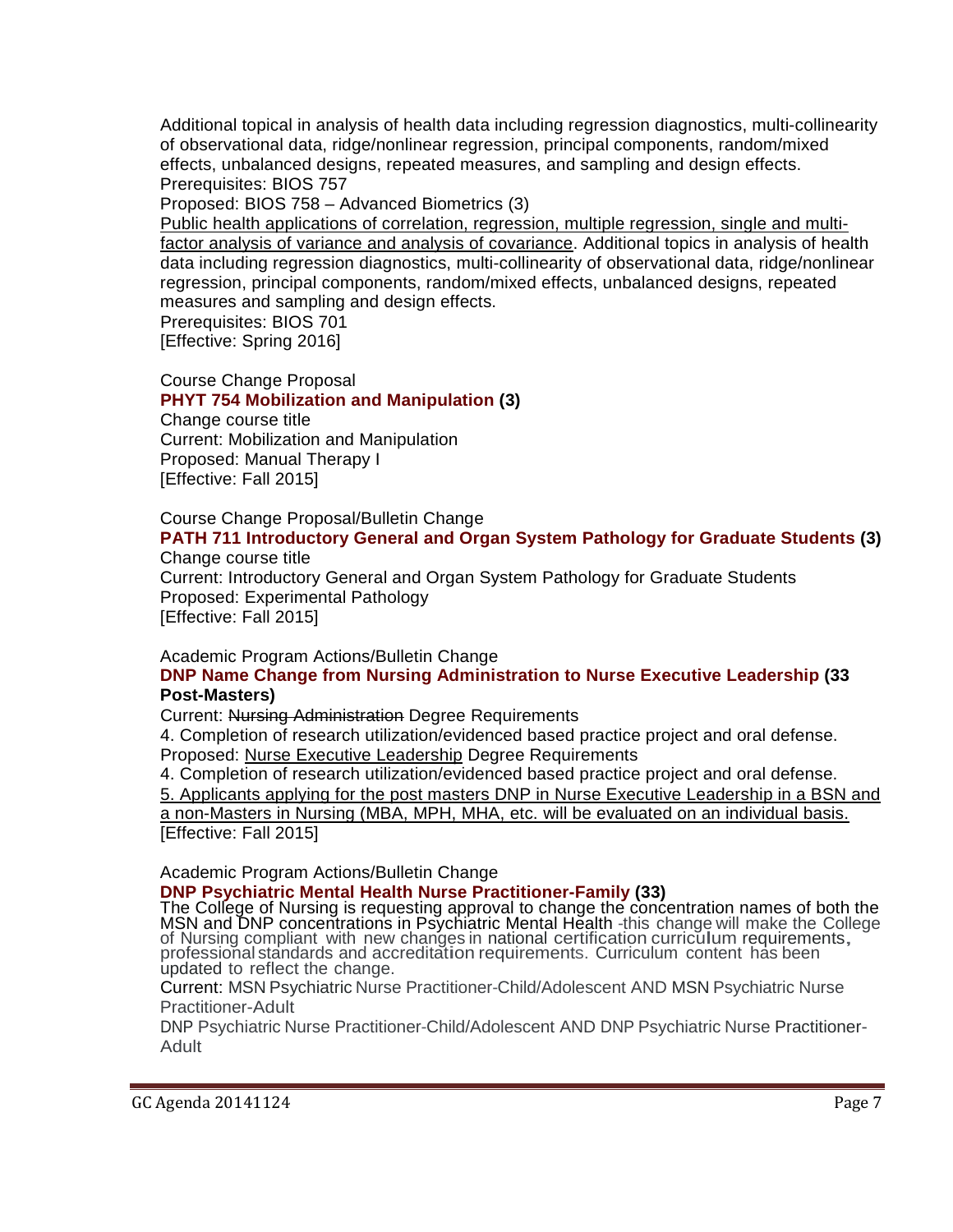Additional topical in analysis of health data including regression diagnostics, multi-collinearity of observational data, ridge/nonlinear regression, principal components, random/mixed effects, unbalanced designs, repeated measures, and sampling and design effects.
Prerequisites: BIOS 757
Proposed: BIOS 758 – Advanced Biometrics (3)
<u>Public health applications of correlation, regression, multiple regression, single and multi-factor analysis of variance and analysis of covariance</u>. Additional topics in analysis of health data including regression diagnostics, multi-collinearity of observational data, ridge/nonlinear regression, principal components, random/mixed effects, unbalanced designs, repeated measures and sampling and design effects.
Prerequisites: BIOS 701
[Effective: Spring 2016]

Course Change Proposal
**PHYT 754 Mobilization and Manipulation (3)**
Change course title
Current: Mobilization and Manipulation
Proposed: Manual Therapy I
[Effective: Fall 2015]

Course Change Proposal/Bulletin Change
**PATH 711 Introductory General and Organ System Pathology for Graduate Students (3)**
Change course title
Current: Introductory General and Organ System Pathology for Graduate Students
Proposed: Experimental Pathology
[Effective: Fall 2015]

Academic Program Actions/Bulletin Change
**DNP Name Change from Nursing Administration to Nurse Executive Leadership (33 Post-Masters)**
Current: ~~Nursing Administration~~ Degree Requirements
4. Completion of research utilization/evidenced based practice project and oral defense.
Proposed: <u>Nurse Executive Leadership</u> Degree Requirements
4. Completion of research utilization/evidenced based practice project and oral defense.
<u>5. Applicants applying for the post masters DNP in Nurse Executive Leadership in a BSN and a non-Masters in Nursing (MBA, MPH, MHA, etc. will be evaluated on an individual basis.</u>
[Effective: Fall 2015]

Academic Program Actions/Bulletin Change
**DNP Psychiatric Mental Health Nurse Practitioner-Family (33)**
The College of Nursing is requesting approval to change the concentration names of both the MSN and DNP concentrations in Psychiatric Mental Health -this change will make the College of Nursing compliant with new changes in national certification curriculum requirements, professional standards and accreditation requirements. Curriculum content has been updated to reflect the change.
Current: MSN Psychiatric Nurse Practitioner-Child/Adolescent AND MSN Psychiatric Nurse Practitioner-Adult
DNP Psychiatric Nurse Practitioner-Child/Adolescent AND DNP Psychiatric Nurse Practitioner-Adult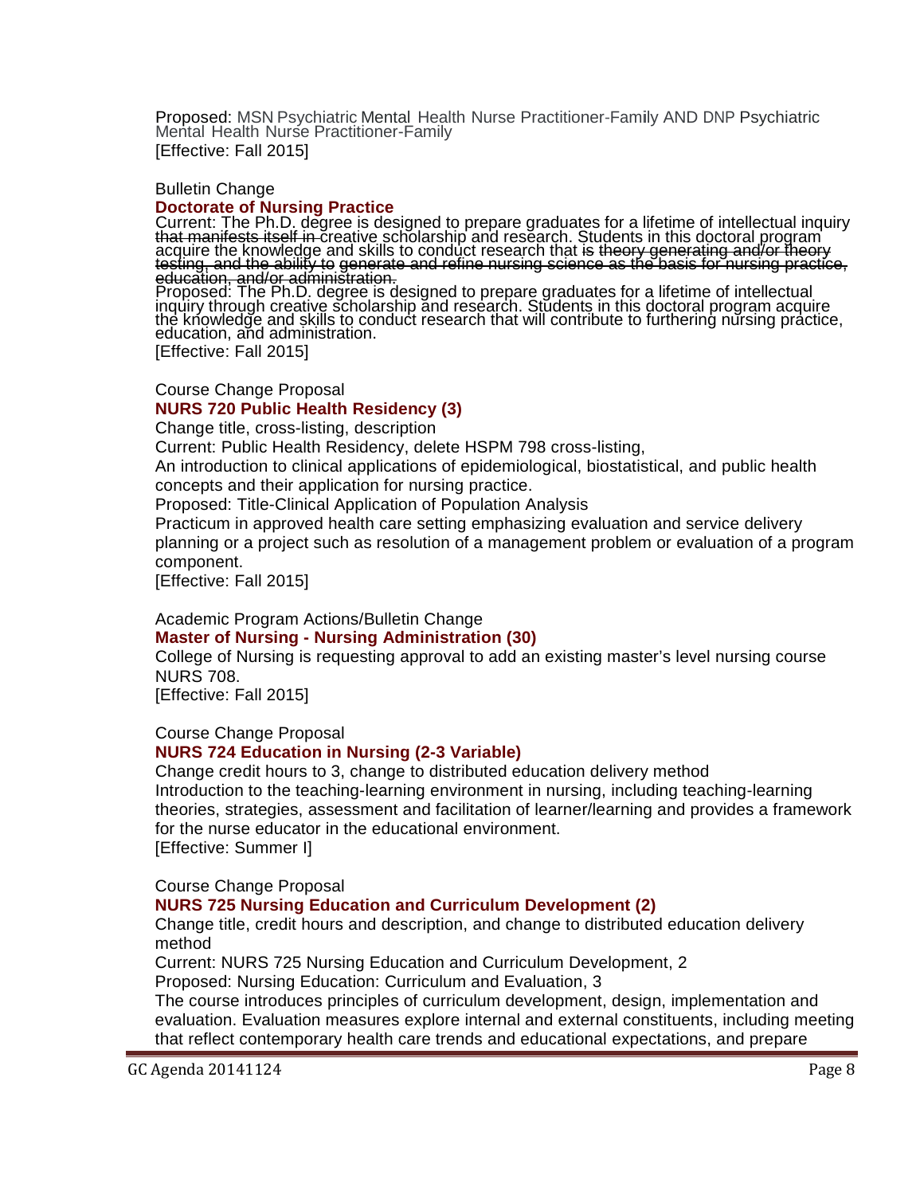Proposed: MSN Psychiatric Mental Health Nurse Practitioner-Family AND DNP Psychiatric Mental Health Nurse Practitioner-Family
[Effective: Fall 2015]

Bulletin Change

**Doctorate of Nursing Practice**

Current: The Ph.D. degree is designed to prepare graduates for a lifetime of intellectual inquiry ~~that manifests itself in~~ creative scholarship and research. Students in this doctoral program acquire the knowledge and skills to conduct research that ~~is theory generating and/or theory testing, and the ability to generate and refine nursing science as the basis for nursing practice, education, and/or administration.~~

Proposed: The Ph.D. degree is designed to prepare graduates for a lifetime of intellectual inquiry through creative scholarship and research. Students in this doctoral program acquire the knowledge and skills to conduct research that will contribute to furthering nursing practice, education, and administration.
[Effective: Fall 2015]

Course Change Proposal

**NURS 720 Public Health Residency (3)**

Change title, cross-listing, description

Current: Public Health Residency, delete HSPM 798 cross-listing,

An introduction to clinical applications of epidemiological, biostatistical, and public health concepts and their application for nursing practice.

Proposed: Title-Clinical Application of Population Analysis

Practicum in approved health care setting emphasizing evaluation and service delivery planning or a project such as resolution of a management problem or evaluation of a program component.
[Effective: Fall 2015]

Academic Program Actions/Bulletin Change

**Master of Nursing - Nursing Administration (30)**

College of Nursing is requesting approval to add an existing master's level nursing course NURS 708.
[Effective: Fall 2015]

Course Change Proposal

**NURS 724 Education in Nursing (2-3 Variable)**

Change credit hours to 3, change to distributed education delivery method

Introduction to the teaching-learning environment in nursing, including teaching-learning theories, strategies, assessment and facilitation of learner/learning and provides a framework for the nurse educator in the educational environment.
[Effective: Summer I]

Course Change Proposal

**NURS 725 Nursing Education and Curriculum Development (2)**

Change title, credit hours and description, and change to distributed education delivery method

Current: NURS 725 Nursing Education and Curriculum Development, 2

Proposed: Nursing Education: Curriculum and Evaluation, 3

The course introduces principles of curriculum development, design, implementation and evaluation. Evaluation measures explore internal and external constituents, including meeting that reflect contemporary health care trends and educational expectations, and prepare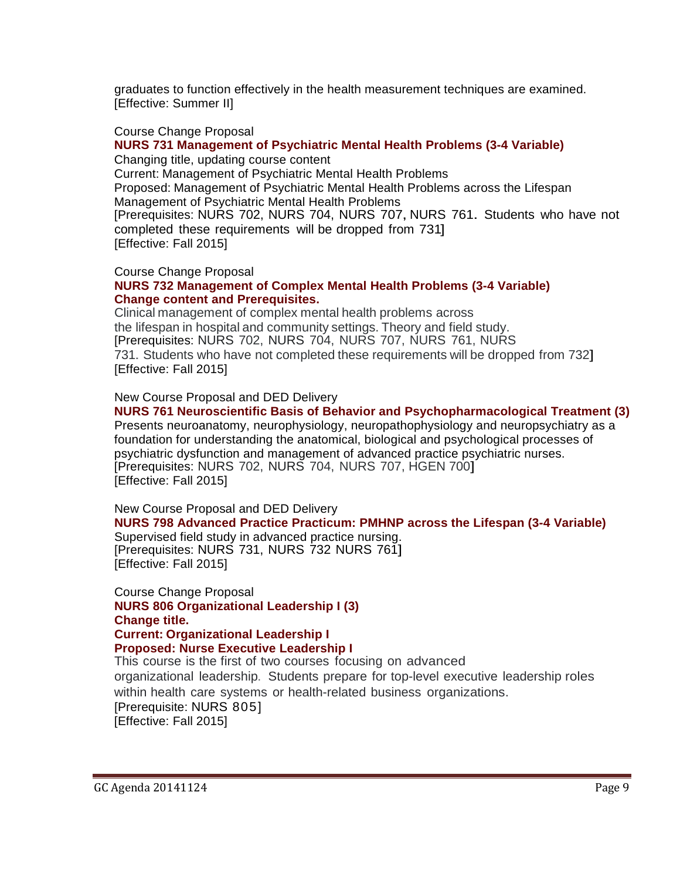graduates to function effectively in the health measurement techniques are examined.
[Effective: Summer II]

Course Change Proposal

**NURS 731 Management of Psychiatric Mental Health Problems (3-4 Variable)**

Changing title, updating course content
Current: Management of Psychiatric Mental Health Problems
Proposed: Management of Psychiatric Mental Health Problems across the Lifespan
Management of Psychiatric Mental Health Problems
[Prerequisites: NURS 702, NURS 704, NURS 707, NURS 761. Students who have not completed these requirements will be dropped from 731]
[Effective: Fall 2015]

Course Change Proposal

**NURS 732 Management of Complex Mental Health Problems (3-4 Variable)**
**Change content and Prerequisites.**

Clinical management of complex mental health problems across the lifespan in hospital and community settings. Theory and field study.
[Prerequisites: NURS 702, NURS 704, NURS 707, NURS 761, NURS 731. Students who have not completed these requirements will be dropped from 732]
[Effective: Fall 2015]

New Course Proposal and DED Delivery

**NURS 761 Neuroscientific Basis of Behavior and Psychopharmacological Treatment (3)**

Presents neuroanatomy, neurophysiology, neuropathophysiology and neuropsychiatry as a foundation for understanding the anatomical, biological and psychological processes of psychiatric dysfunction and management of advanced practice psychiatric nurses.
[Prerequisites: NURS 702, NURS 704, NURS 707, HGEN 700]
[Effective: Fall 2015]

New Course Proposal and DED Delivery

**NURS 798 Advanced Practice Practicum: PMHNP across the Lifespan (3-4 Variable)**

Supervised field study in advanced practice nursing.
[Prerequisites: NURS 731, NURS 732 NURS 761]
[Effective: Fall 2015]

Course Change Proposal

**NURS 806 Organizational Leadership I (3)**
**Change title.**
**Current: Organizational Leadership I**
**Proposed: Nurse Executive Leadership I**

This course is the first of two courses focusing on advanced organizational leadership. Students prepare for top-level executive leadership roles within health care systems or health-related business organizations.
[Prerequisite: NURS 805]
[Effective: Fall 2015]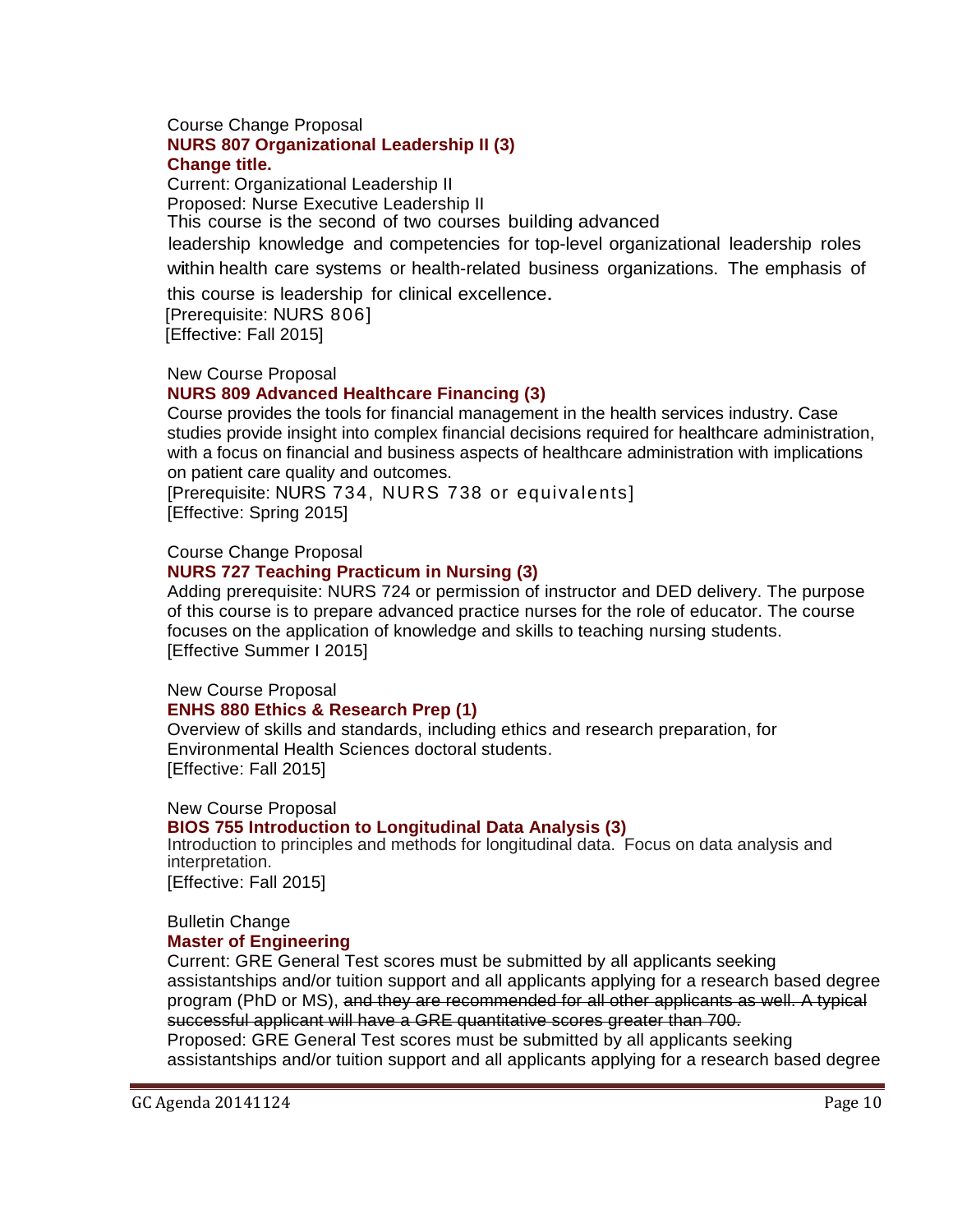Course Change Proposal

**NURS 807 Organizational Leadership II (3)**

**Change title.**

Current: Organizational Leadership II

Proposed: Nurse Executive Leadership II

This course is the second of two courses building advanced leadership knowledge and competencies for top-level organizational leadership roles within health care systems or health-related business organizations. The emphasis of this course is leadership for clinical excellence.

[Prerequisite: NURS 806]

[Effective: Fall 2015]

New Course Proposal

**NURS 809 Advanced Healthcare Financing (3)**

Course provides the tools for financial management in the health services industry. Case studies provide insight into complex financial decisions required for healthcare administration, with a focus on financial and business aspects of healthcare administration with implications on patient care quality and outcomes.

[Prerequisite: NURS 734, NURS 738 or equivalents]

[Effective: Spring 2015]

Course Change Proposal

**NURS 727 Teaching Practicum in Nursing (3)**

Adding prerequisite: NURS 724 or permission of instructor and DED delivery. The purpose of this course is to prepare advanced practice nurses for the role of educator. The course focuses on the application of knowledge and skills to teaching nursing students.

[Effective Summer I 2015]

New Course Proposal

**ENHS 880 Ethics & Research Prep (1)**

Overview of skills and standards, including ethics and research preparation, for Environmental Health Sciences doctoral students.

[Effective: Fall 2015]

New Course Proposal

**BIOS 755 Introduction to Longitudinal Data Analysis (3)**

Introduction to principles and methods for longitudinal data. Focus on data analysis and interpretation.

[Effective: Fall 2015]

Bulletin Change

**Master of Engineering**

Current: GRE General Test scores must be submitted by all applicants seeking assistantships and/or tuition support and all applicants applying for a research based degree program (PhD or MS), ~~and they are recommended for all other applicants as well. A typical successful applicant will have a GRE quantitative scores greater than 700.~~

Proposed: GRE General Test scores must be submitted by all applicants seeking assistantships and/or tuition support and all applicants applying for a research based degree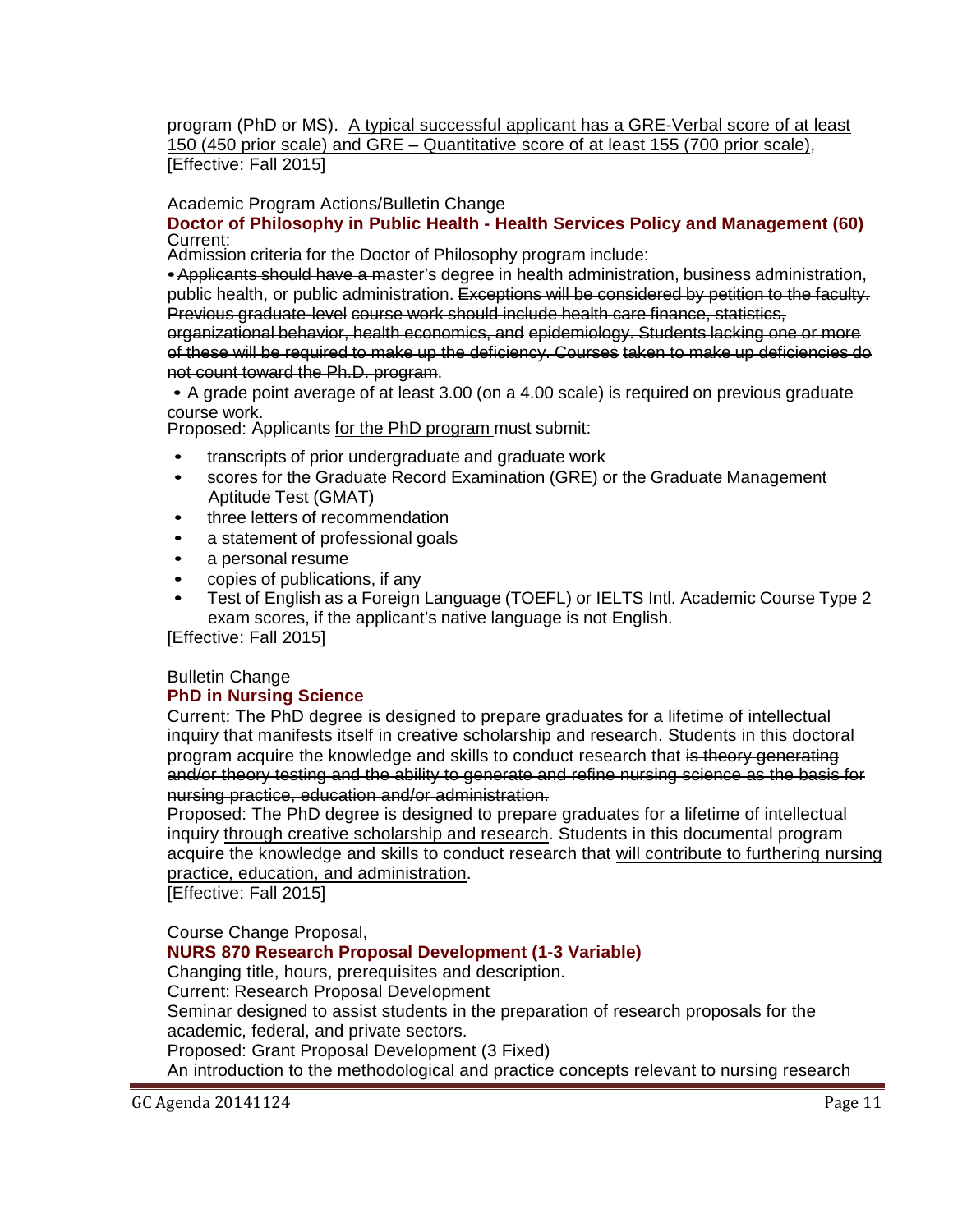program (PhD or MS). <u>A typical successful applicant has a GRE-Verbal score of at least 150 (450 prior scale) and GRE – Quantitative score of at least 155 (700 prior scale)</u>, [Effective: Fall 2015]

Academic Program Actions/Bulletin Change

**Doctor of Philosophy in Public Health - Health Services Policy and Management (60)**

Current:

Admission criteria for the Doctor of Philosophy program include:

• ~~Applicants should have a m~~aster's degree in health administration, business administration, public health, or public administration. ~~Exceptions will be considered by petition to the faculty. Previous graduate-level course work should include health care finance, statistics, organizational behavior, health economics, and epidemiology. Students lacking one or more of these will be required to make up the deficiency. Courses taken to make up deficiencies do not count toward the Ph.D. program.~~

• A grade point average of at least 3.00 (on a 4.00 scale) is required on previous graduate course work.

Proposed: Applicants <u>for the PhD program</u> must submit:

- transcripts of prior undergraduate and graduate work
- scores for the Graduate Record Examination (GRE) or the Graduate Management Aptitude Test (GMAT)
- three letters of recommendation
- a statement of professional goals
- a personal resume
- copies of publications, if any
- Test of English as a Foreign Language (TOEFL) or IELTS Intl. Academic Course Type 2 exam scores, if the applicant's native language is not English.

[Effective: Fall 2015]

Bulletin Change

**PhD in Nursing Science**

Current: The PhD degree is designed to prepare graduates for a lifetime of intellectual inquiry ~~that manifests itself in~~ creative scholarship and research. Students in this doctoral program acquire the knowledge and skills to conduct research that ~~is theory generating and/or theory testing and the ability to generate and refine nursing science as the basis for nursing practice, education and/or administration.~~

Proposed: The PhD degree is designed to prepare graduates for a lifetime of intellectual inquiry <u>through creative scholarship and research</u>. Students in this documental program acquire the knowledge and skills to conduct research that <u>will contribute to furthering nursing practice, education, and administration</u>.

[Effective: Fall 2015]

Course Change Proposal,

**NURS 870 Research Proposal Development (1-3 Variable)**

Changing title, hours, prerequisites and description.

Current: Research Proposal Development

Seminar designed to assist students in the preparation of research proposals for the academic, federal, and private sectors.

Proposed: Grant Proposal Development (3 Fixed)

An introduction to the methodological and practice concepts relevant to nursing research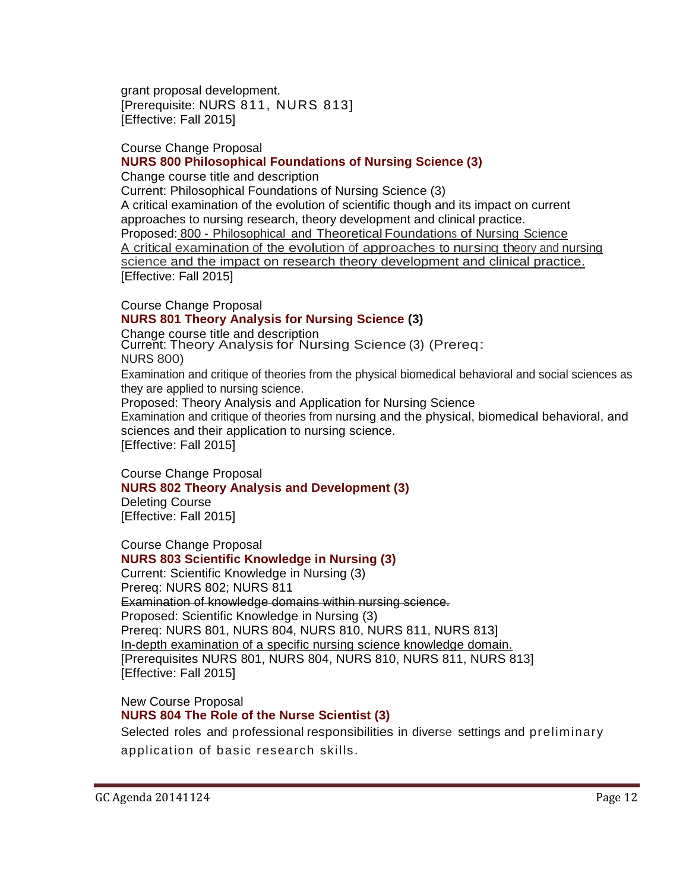grant proposal development.
[Prerequisite: NURS 811, NURS 813]
[Effective: Fall 2015]

Course Change Proposal
**NURS 800 Philosophical Foundations of Nursing Science (3)**
Change course title and description
Current: Philosophical Foundations of Nursing Science (3)
A critical examination of the evolution of scientific though and its impact on current approaches to nursing research, theory development and clinical practice.
Proposed: <u>800 - Philosophical and Theoretical Foundations of Nursing Science</u>
<u>A critical examination of the evolution of approaches to nursing theory and nursing science and the impact on research theory development and clinical practice.</u>
[Effective: Fall 2015]

Course Change Proposal
**NURS 801 Theory Analysis for Nursing Science (3)**
Change course title and description
Current: Theory Analysis for Nursing Science (3) (Prereq: NURS 800)
Examination and critique of theories from the physical biomedical behavioral and social sciences as they are applied to nursing science.
Proposed: Theory Analysis and Application for Nursing Science
Examination and critique of theories from nursing and the physical, biomedical behavioral, and sciences and their application to nursing science.
[Effective: Fall 2015]

Course Change Proposal
**NURS 802 Theory Analysis and Development (3)**
Deleting Course
[Effective: Fall 2015]

Course Change Proposal
**NURS 803 Scientific Knowledge in Nursing (3)**
Current: Scientific Knowledge in Nursing (3)
Prereq: NURS 802; NURS 811
~~Examination of knowledge domains within nursing science.~~
Proposed: Scientific Knowledge in Nursing (3)
Prereq: NURS 801, NURS 804, NURS 810, NURS 811, NURS 813]
<u>In-depth examination of a specific nursing science knowledge domain.</u>
[Prerequisites NURS 801, NURS 804, NURS 810, NURS 811, NURS 813]
[Effective: Fall 2015]

New Course Proposal
**NURS 804 The Role of the Nurse Scientist (3)**
Selected roles and professional responsibilities in diverse settings and preliminary application of basic research skills.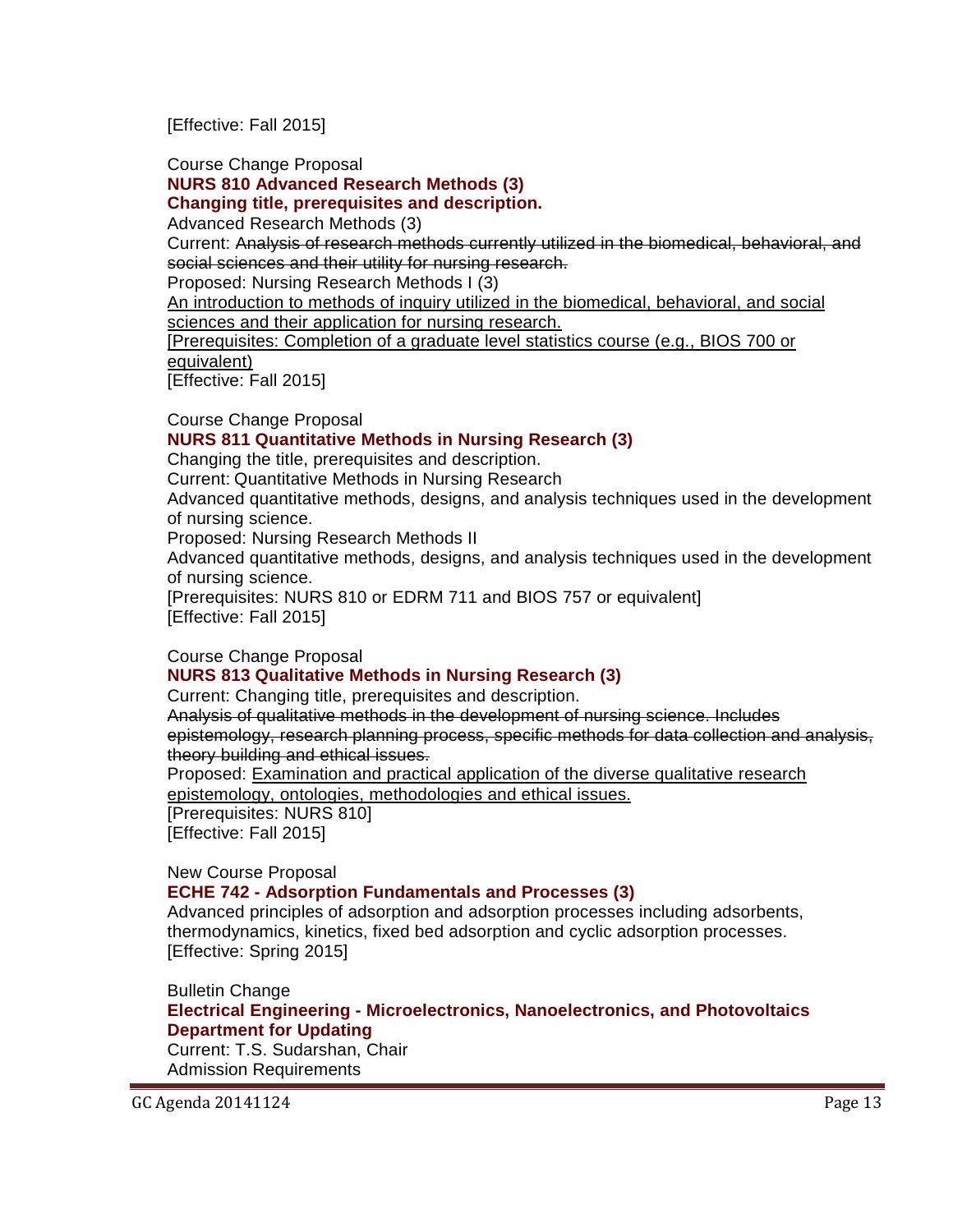[Effective: Fall 2015]

Course Change Proposal

**NURS 810 Advanced Research Methods (3)**

**Changing title, prerequisites and description.**

Advanced Research Methods (3)

Current: ~~Analysis of research methods currently utilized in the biomedical, behavioral, and social sciences and their utility for nursing research.~~

Proposed: Nursing Research Methods I (3)

<u>An introduction to methods of inquiry utilized in the biomedical, behavioral, and social sciences and their application for nursing research.</u>

<u>[Prerequisites: Completion of a graduate level statistics course (e.g., BIOS 700 or equivalent)</u>

[Effective: Fall 2015]

Course Change Proposal

**NURS 811 Quantitative Methods in Nursing Research (3)**

Changing the title, prerequisites and description.

Current: Quantitative Methods in Nursing Research

Advanced quantitative methods, designs, and analysis techniques used in the development of nursing science.

Proposed: Nursing Research Methods II

Advanced quantitative methods, designs, and analysis techniques used in the development of nursing science.

[Prerequisites: NURS 810 or EDRM 711 and BIOS 757 or equivalent]

[Effective: Fall 2015]

Course Change Proposal

**NURS 813 Qualitative Methods in Nursing Research (3)**

Current: Changing title, prerequisites and description.

~~Analysis of qualitative methods in the development of nursing science. Includes epistemology, research planning process, specific methods for data collection and analysis, theory building and ethical issues.~~

Proposed: <u>Examination and practical application of the diverse qualitative research epistemology, ontologies, methodologies and ethical issues.</u>

[Prerequisites: NURS 810]

[Effective: Fall 2015]

New Course Proposal

**ECHE 742 - Adsorption Fundamentals and Processes (3)**

Advanced principles of adsorption and adsorption processes including adsorbents, thermodynamics, kinetics, fixed bed adsorption and cyclic adsorption processes.

[Effective: Spring 2015]

Bulletin Change

**Electrical Engineering - Microelectronics, Nanoelectronics, and Photovoltaics Department for Updating**

Current: T.S. Sudarshan, Chair

Admission Requirements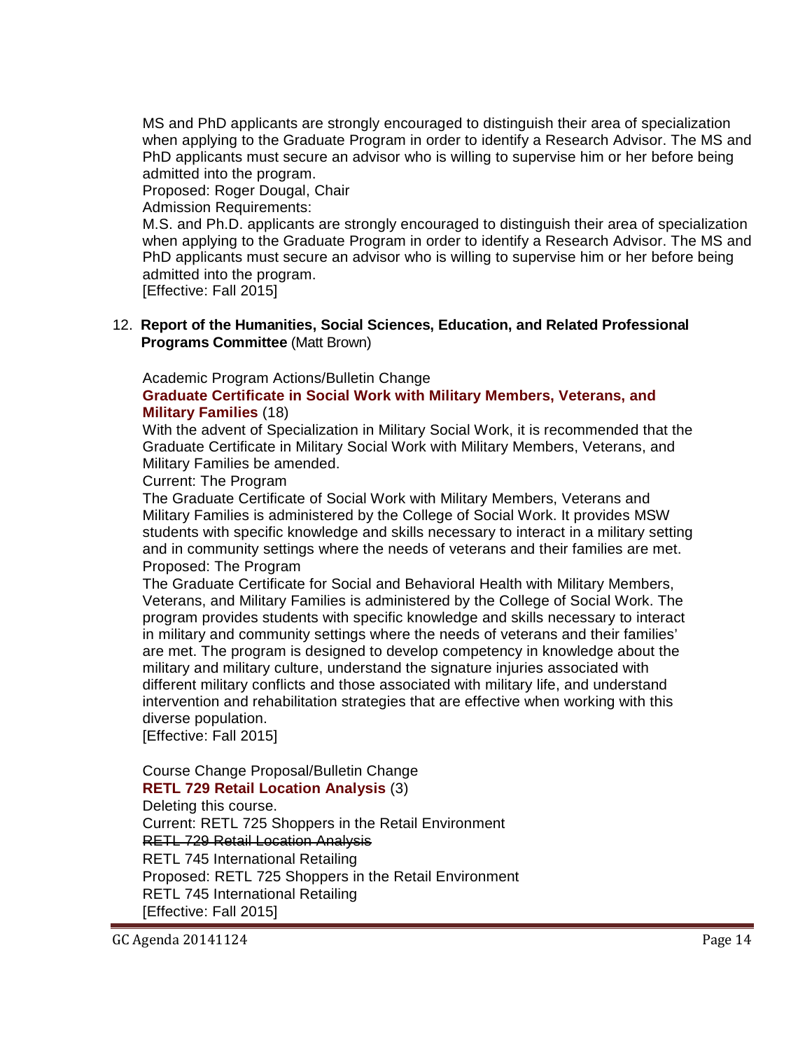MS and PhD applicants are strongly encouraged to distinguish their area of specialization when applying to the Graduate Program in order to identify a Research Advisor. The MS and PhD applicants must secure an advisor who is willing to supervise him or her before being admitted into the program.

Proposed: Roger Dougal, Chair

Admission Requirements:

M.S. and Ph.D. applicants are strongly encouraged to distinguish their area of specialization when applying to the Graduate Program in order to identify a Research Advisor. The MS and PhD applicants must secure an advisor who is willing to supervise him or her before being admitted into the program.

[Effective: Fall 2015]

12. **Report of the Humanities, Social Sciences, Education, and Related Professional Programs Committee** (Matt Brown)

Academic Program Actions/Bulletin Change

**Graduate Certificate in Social Work with Military Members, Veterans, and Military Families** (18)

With the advent of Specialization in Military Social Work, it is recommended that the Graduate Certificate in Military Social Work with Military Members, Veterans, and Military Families be amended.

Current: The Program

The Graduate Certificate of Social Work with Military Members, Veterans and Military Families is administered by the College of Social Work. It provides MSW students with specific knowledge and skills necessary to interact in a military setting and in community settings where the needs of veterans and their families are met.

Proposed: The Program

The Graduate Certificate for Social and Behavioral Health with Military Members, Veterans, and Military Families is administered by the College of Social Work. The program provides students with specific knowledge and skills necessary to interact in military and community settings where the needs of veterans and their families' are met. The program is designed to develop competency in knowledge about the military and military culture, understand the signature injuries associated with different military conflicts and those associated with military life, and understand intervention and rehabilitation strategies that are effective when working with this diverse population.

[Effective: Fall 2015]

Course Change Proposal/Bulletin Change

**RETL 729 Retail Location Analysis** (3)

Deleting this course.

Current: RETL 725 Shoppers in the Retail Environment

~~RETL 729 Retail Location Analysis~~

RETL 745 International Retailing

Proposed: RETL 725 Shoppers in the Retail Environment

RETL 745 International Retailing

[Effective: Fall 2015]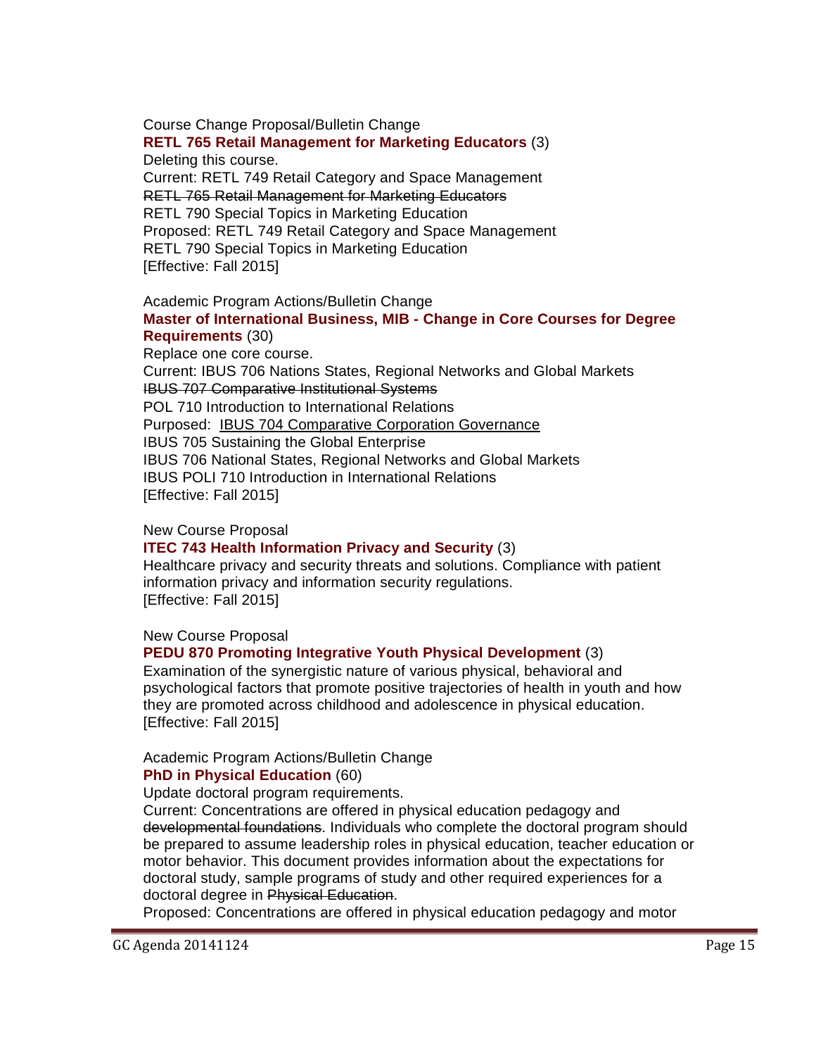Course Change Proposal/Bulletin Change

**RETL 765 Retail Management for Marketing Educators** (3)

Deleting this course.

Current: RETL 749 Retail Category and Space Management

~~RETL 765 Retail Management for Marketing Educators~~

RETL 790 Special Topics in Marketing Education

Proposed: RETL 749 Retail Category and Space Management

RETL 790 Special Topics in Marketing Education

[Effective: Fall 2015]

Academic Program Actions/Bulletin Change

**Master of International Business, MIB - Change in Core Courses for Degree Requirements** (30)

Replace one core course.

Current: IBUS 706 Nations States, Regional Networks and Global Markets

~~IBUS 707 Comparative Institutional Systems~~

POL 710 Introduction to International Relations

Purposed: <u>IBUS 704 Comparative Corporation Governance</u>

IBUS 705 Sustaining the Global Enterprise

IBUS 706 National States, Regional Networks and Global Markets

IBUS POLI 710 Introduction in International Relations

[Effective: Fall 2015]

New Course Proposal

**ITEC 743 Health Information Privacy and Security** (3)

Healthcare privacy and security threats and solutions. Compliance with patient information privacy and information security regulations.

[Effective: Fall 2015]

New Course Proposal

**PEDU 870 Promoting Integrative Youth Physical Development** (3)

Examination of the synergistic nature of various physical, behavioral and psychological factors that promote positive trajectories of health in youth and how they are promoted across childhood and adolescence in physical education.

[Effective: Fall 2015]

Academic Program Actions/Bulletin Change

**PhD in Physical Education** (60)

Update doctoral program requirements.

Current: Concentrations are offered in physical education pedagogy and ~~developmental foundations~~. Individuals who complete the doctoral program should be prepared to assume leadership roles in physical education, teacher education or motor behavior. This document provides information about the expectations for doctoral study, sample programs of study and other required experiences for a doctoral degree in ~~Physical Education~~.

Proposed: Concentrations are offered in physical education pedagogy and motor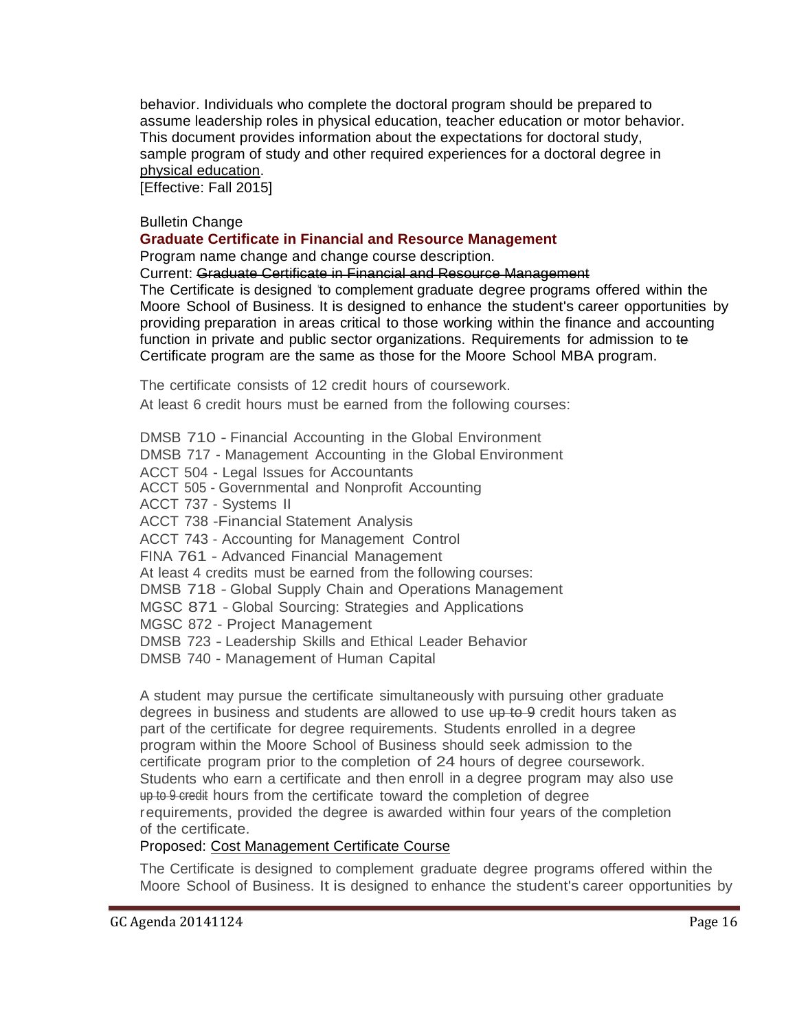behavior. Individuals who complete the doctoral program should be prepared to assume leadership roles in physical education, teacher education or motor behavior. This document provides information about the expectations for doctoral study, sample program of study and other required experiences for a doctoral degree in <u>physical education</u>.
[Effective: Fall 2015]

Bulletin Change

**Graduate Certificate in Financial and Resource Management**

Program name change and change course description.

Current: ~~Graduate Certificate in Financial and Resource Management~~

The Certificate is designed to complement graduate degree programs offered within the Moore School of Business. It is designed to enhance the student's career opportunities by providing preparation in areas critical to those working within the finance and accounting function in private and public sector organizations. Requirements for admission to ~~te~~ Certificate program are the same as those for the Moore School MBA program.

The certificate consists of 12 credit hours of coursework.
At least 6 credit hours must be earned from the following courses:

DMSB 710 - Financial Accounting in the Global Environment
DMSB 717 - Management Accounting in the Global Environment
ACCT 504 - Legal Issues for Accountants
ACCT 505 - Governmental and Nonprofit Accounting
ACCT 737 - Systems II
ACCT 738 -Financial Statement Analysis
ACCT 743 - Accounting for Management Control
FINA 761 - Advanced Financial Management
At least 4 credits must be earned from the following courses:
DMSB 718 - Global Supply Chain and Operations Management
MGSC 871 - Global Sourcing: Strategies and Applications
MGSC 872 - Project Management
DMSB 723 - Leadership Skills and Ethical Leader Behavior
DMSB 740 - Management of Human Capital

A student may pursue the certificate simultaneously with pursuing other graduate degrees in business and students are allowed to use ~~up to 9~~ credit hours taken as part of the certificate for degree requirements. Students enrolled in a degree program within the Moore School of Business should seek admission to the certificate program prior to the completion of 24 hours of degree coursework. Students who earn a certificate and then enroll in a degree program may also use up to 9 credit hours from the certificate toward the completion of degree requirements, provided the degree is awarded within four years of the completion of the certificate.

Proposed: <u>Cost Management Certificate Course</u>

The Certificate is designed to complement graduate degree programs offered within the Moore School of Business. It is designed to enhance the student's career opportunities by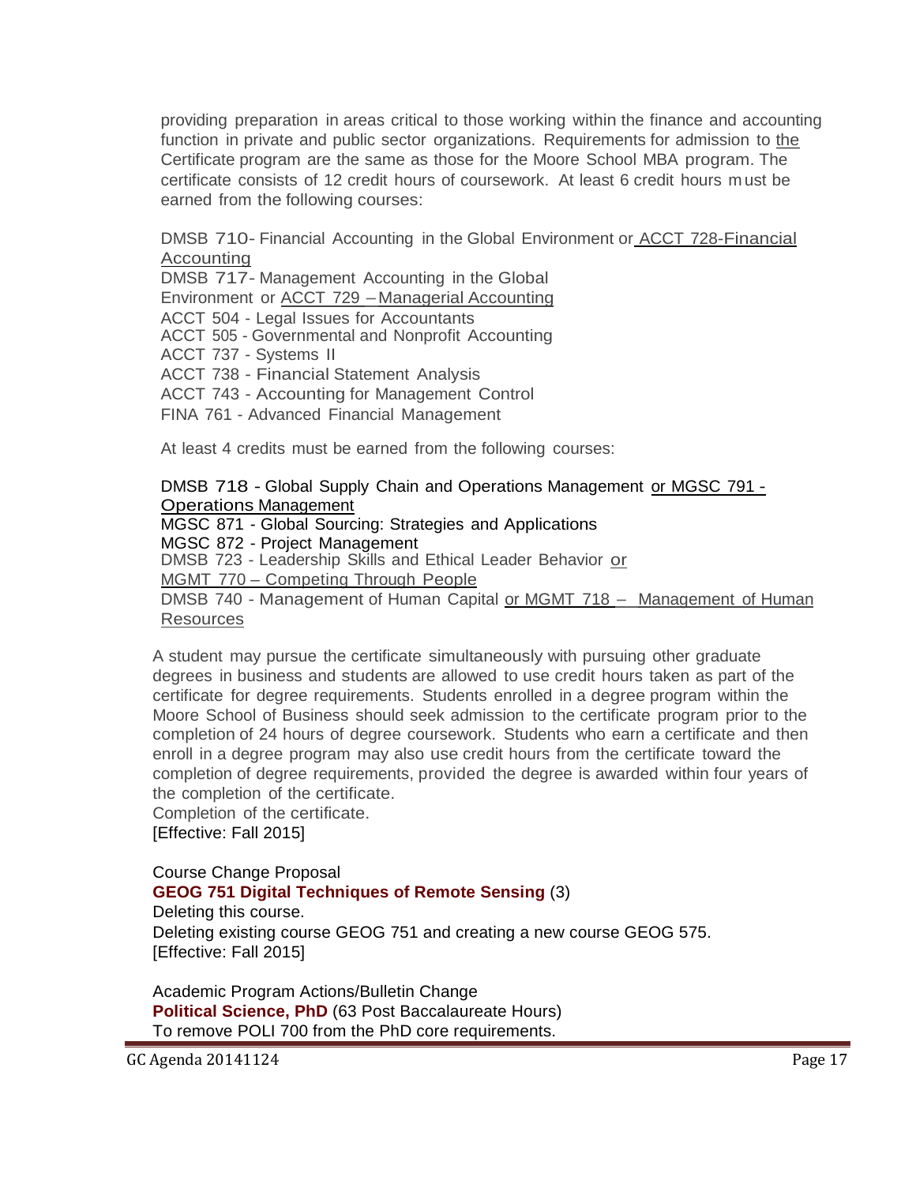providing preparation in areas critical to those working within the finance and accounting function in private and public sector organizations. Requirements for admission to the Certificate program are the same as those for the Moore School MBA program. The certificate consists of 12 credit hours of coursework. At least 6 credit hours must be earned from the following courses:

DMSB 710- Financial Accounting in the Global Environment or ACCT 728-Financial Accounting
DMSB 717- Management Accounting in the Global Environment or ACCT 729 – Managerial Accounting
ACCT 504 - Legal Issues for Accountants
ACCT 505 - Governmental and Nonprofit Accounting
ACCT 737 - Systems II
ACCT 738 - Financial Statement Analysis
ACCT 743 - Accounting for Management Control
FINA 761 - Advanced Financial Management

At least 4 credits must be earned from the following courses:

DMSB 718 - Global Supply Chain and Operations Management or MGSC 791 - Operations Management
MGSC 871 - Global Sourcing: Strategies and Applications
MGSC 872 - Project Management
DMSB 723 - Leadership Skills and Ethical Leader Behavior or MGMT 770 – Competing Through People
DMSB 740 - Management of Human Capital or MGMT 718 – Management of Human Resources

A student may pursue the certificate simultaneously with pursuing other graduate degrees in business and students are allowed to use credit hours taken as part of the certificate for degree requirements. Students enrolled in a degree program within the Moore School of Business should seek admission to the certificate program prior to the completion of 24 hours of degree coursework. Students who earn a certificate and then enroll in a degree program may also use credit hours from the certificate toward the completion of degree requirements, provided the degree is awarded within four years of the completion of the certificate.
Completion of the certificate.
[Effective: Fall 2015]

Course Change Proposal
**GEOG 751 Digital Techniques of Remote Sensing** (3)
Deleting this course.
Deleting existing course GEOG 751 and creating a new course GEOG 575.
[Effective: Fall 2015]

Academic Program Actions/Bulletin Change
**Political Science, PhD** (63 Post Baccalaureate Hours)
To remove POLI 700 from the PhD core requirements.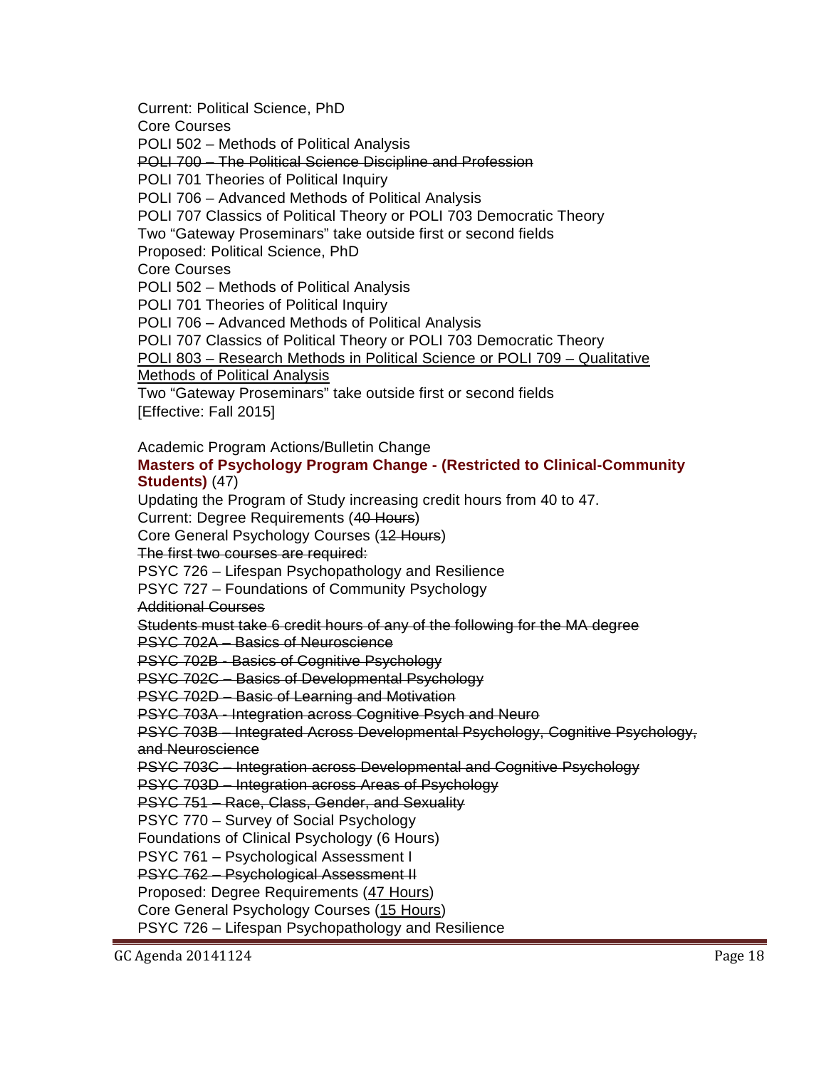Current: Political Science, PhD

Core Courses

POLI 502 – Methods of Political Analysis

~~POLI 700 – The Political Science Discipline and Profession~~

POLI 701 Theories of Political Inquiry

POLI 706 – Advanced Methods of Political Analysis

POLI 707 Classics of Political Theory or POLI 703 Democratic Theory

Two "Gateway Proseminars" take outside first or second fields

Proposed: Political Science, PhD

Core Courses

POLI 502 – Methods of Political Analysis

POLI 701 Theories of Political Inquiry

POLI 706 – Advanced Methods of Political Analysis

POLI 707 Classics of Political Theory or POLI 703 Democratic Theory

<u>POLI 803 – Research Methods in Political Science or POLI 709 – Qualitative Methods of Political Analysis</u>

Two "Gateway Proseminars" take outside first or second fields

[Effective: Fall 2015]

Academic Program Actions/Bulletin Change

**Masters of Psychology Program Change - (Restricted to Clinical-Community Students)** (47)

Updating the Program of Study increasing credit hours from 40 to 47.

Current: Degree Requirements (~~40 Hours~~)

Core General Psychology Courses (~~12 Hours~~)

~~The first two courses are required:~~

PSYC 726 – Lifespan Psychopathology and Resilience

PSYC 727 – Foundations of Community Psychology

~~Additional Courses~~

~~Students must take 6 credit hours of any of the following for the MA degree~~

~~PSYC 702A – Basics of Neuroscience~~

~~PSYC 702B - Basics of Cognitive Psychology~~

~~PSYC 702C – Basics of Developmental Psychology~~

~~PSYC 702D – Basic of Learning and Motivation~~

~~PSYC 703A - Integration across Cognitive Psych and Neuro~~

~~PSYC 703B – Integrated Across Developmental Psychology, Cognitive Psychology, and Neuroscience~~

~~PSYC 703C – Integration across Developmental and Cognitive Psychology~~

~~PSYC 703D – Integration across Areas of Psychology~~

~~PSYC 751 – Race, Class, Gender, and Sexuality~~

PSYC 770 – Survey of Social Psychology

Foundations of Clinical Psychology (6 Hours)

PSYC 761 – Psychological Assessment I

~~PSYC 762 – Psychological Assessment II~~

Proposed: Degree Requirements (<u>47 Hours</u>)

Core General Psychology Courses (<u>15 Hours</u>)

PSYC 726 – Lifespan Psychopathology and Resilience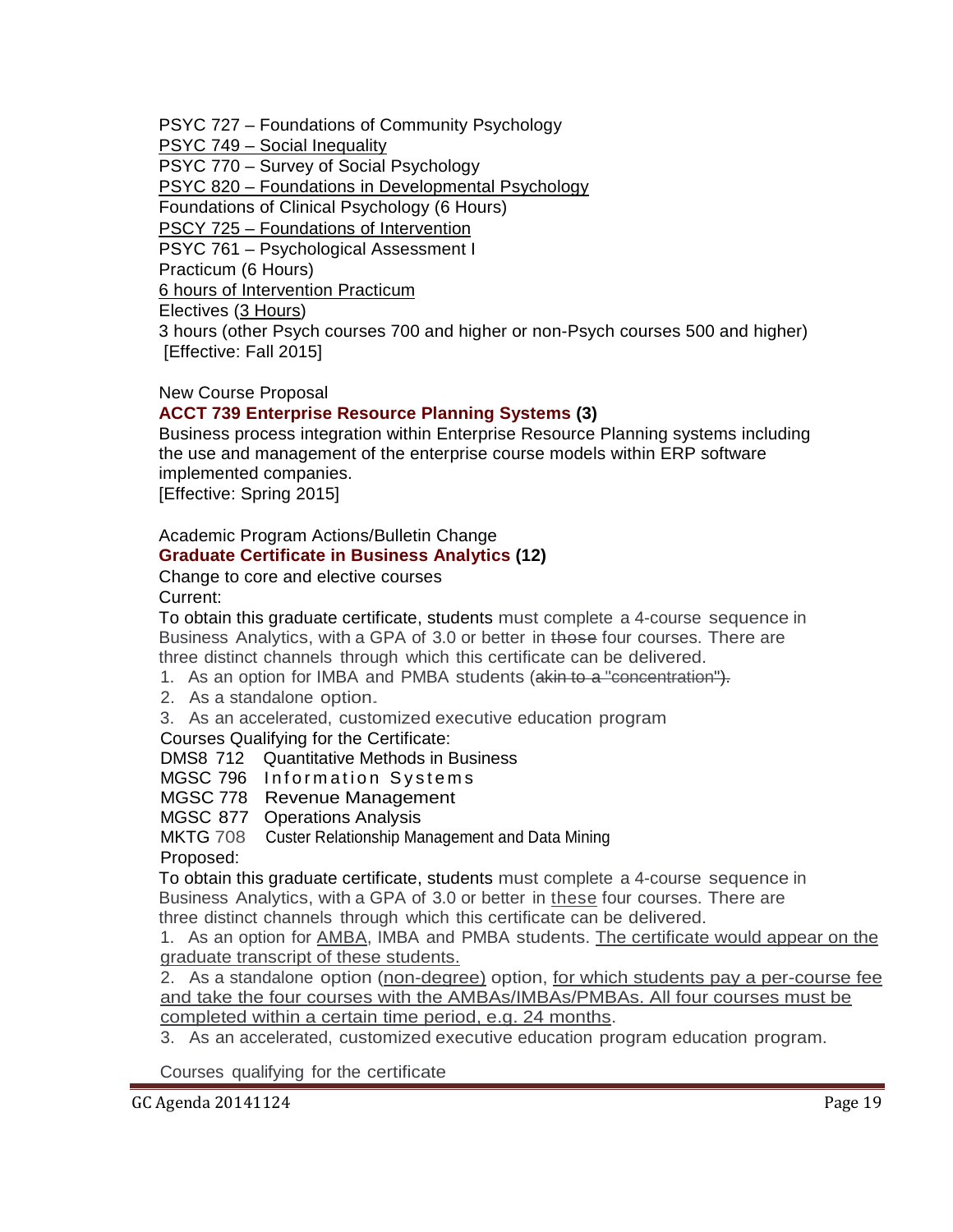PSYC 727 – Foundations of Community Psychology
PSYC 749 – Social Inequality
PSYC 770 – Survey of Social Psychology
PSYC 820 – Foundations in Developmental Psychology
Foundations of Clinical Psychology (6 Hours)
PSCY 725 – Foundations of Intervention
PSYC 761 – Psychological Assessment I
Practicum (6 Hours)
6 hours of Intervention Practicum
Electives (3 Hours)
3 hours (other Psych courses 700 and higher or non-Psych courses 500 and higher)
[Effective: Fall 2015]

New Course Proposal

**ACCT 739 Enterprise Resource Planning Systems (3)**

Business process integration within Enterprise Resource Planning systems including the use and management of the enterprise course models within ERP software implemented companies.
[Effective: Spring 2015]

Academic Program Actions/Bulletin Change

**Graduate Certificate in Business Analytics (12)**

Change to core and elective courses

Current:

To obtain this graduate certificate, students must complete a 4-course sequence in Business Analytics, with a GPA of 3.0 or better in ~~those~~ four courses. There are three distinct channels through which this certificate can be delivered.

1. As an option for IMBA and PMBA students (~~akin to a "concentration").~~
2. As a standalone option.
3. As an accelerated, customized executive education program

Courses Qualifying for the Certificate:

DMS8 712 Quantitative Methods in Business
MGSC 796 Information Systems
MGSC 778 Revenue Management
MGSC 877 Operations Analysis
MKTG 708 Custer Relationship Management and Data Mining

Proposed:

To obtain this graduate certificate, students must complete a 4-course sequence in Business Analytics, with a GPA of 3.0 or better in these four courses. There are three distinct channels through which this certificate can be delivered.

1. As an option for AMBA, IMBA and PMBA students. The certificate would appear on the graduate transcript of these students.
2. As a standalone option (non-degree) option, for which students pay a per-course fee and take the four courses with the AMBAs/IMBAs/PMBAs. All four courses must be completed within a certain time period, e.g. 24 months.
3. As an accelerated, customized executive education program education program.

Courses qualifying for the certificate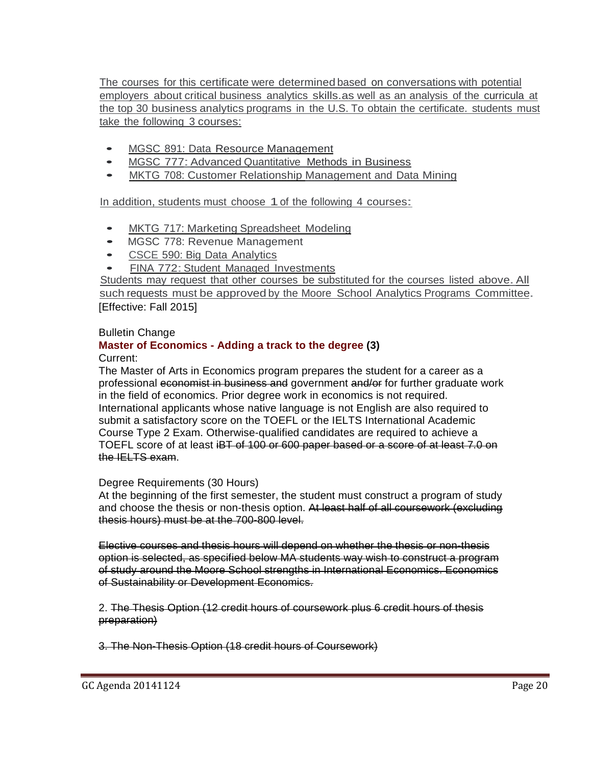The courses for this certificate were determined based on conversations with potential employers about critical business analytics skills.as well as an analysis of the curricula at the top 30 business analytics programs in the U.S. To obtain the certificate. students must take the following 3 courses:

- MGSC 891: Data Resource Management
- MGSC 777: Advanced Quantitative Methods in Business
- MKTG 708: Customer Relationship Management and Data Mining

In addition, students must choose 1 of the following 4 courses:

- MKTG 717: Marketing Spreadsheet Modeling
- MGSC 778: Revenue Management
- CSCE 590: Big Data Analytics
- FINA 772: Student Managed Investments

Students may request that other courses be substituted for the courses listed above. All such requests must be approved by the Moore School Analytics Programs Committee. [Effective: Fall 2015]

Bulletin Change

**Master of Economics - Adding a track to the degree (3)**

Current:

The Master of Arts in Economics program prepares the student for a career as a professional ~~economist in business and~~ government ~~and/or~~ for further graduate work in the field of economics. Prior degree work in economics is not required. International applicants whose native language is not English are also required to submit a satisfactory score on the TOEFL or the IELTS International Academic Course Type 2 Exam. Otherwise-qualified candidates are required to achieve a TOEFL score of at least ~~iBT of 100 or 600 paper based or a score of at least 7.0 on the IELTS exam~~.

Degree Requirements (30 Hours)

At the beginning of the first semester, the student must construct a program of study and choose the thesis or non-thesis option. ~~At least half of all coursework (excluding thesis hours) must be at the 700-800 level.~~

~~Elective courses and thesis hours will depend on whether the thesis or non-thesis option is selected, as specified below MA students way wish to construct a program of study around the Moore School strengths in International Economics. Economics of Sustainability or Development Economics.~~

2. ~~The Thesis Option (12 credit hours of coursework plus 6 credit hours of thesis preparation)~~

~~3. The Non-Thesis Option (18 credit hours of Coursework)~~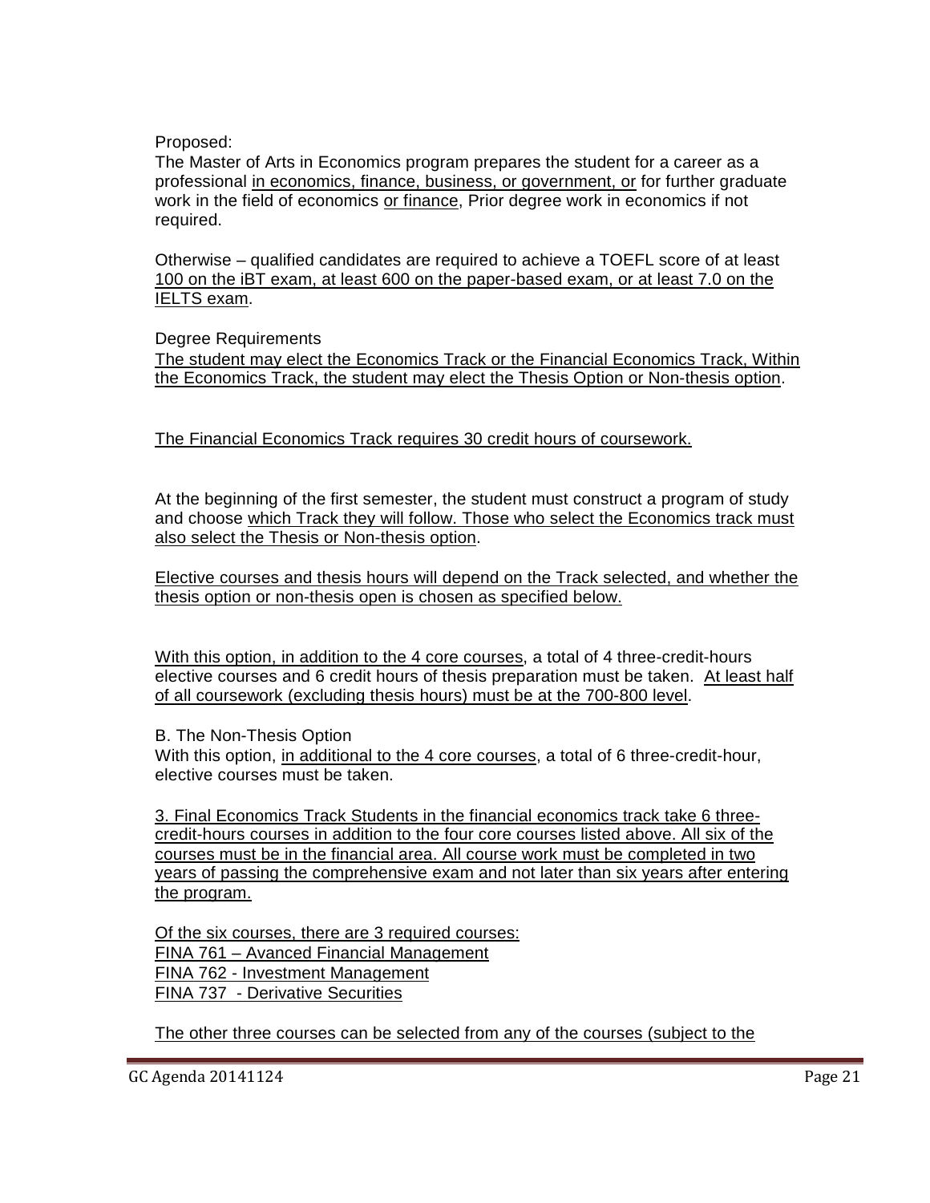Proposed:

The Master of Arts in Economics program prepares the student for a career as a professional in economics, finance, business, or government, or for further graduate work in the field of economics or finance, Prior degree work in economics if not required.

Otherwise – qualified candidates are required to achieve a TOEFL score of at least 100 on the iBT exam, at least 600 on the paper-based exam, or at least 7.0 on the IELTS exam.

Degree Requirements

The student may elect the Economics Track or the Financial Economics Track, Within the Economics Track, the student may elect the Thesis Option or Non-thesis option.

The Financial Economics Track requires 30 credit hours of coursework.

At the beginning of the first semester, the student must construct a program of study and choose which Track they will follow. Those who select the Economics track must also select the Thesis or Non-thesis option.

Elective courses and thesis hours will depend on the Track selected, and whether the thesis option or non-thesis open is chosen as specified below.

With this option, in addition to the 4 core courses, a total of 4 three-credit-hours elective courses and 6 credit hours of thesis preparation must be taken. At least half of all coursework (excluding thesis hours) must be at the 700-800 level.

B. The Non-Thesis Option

With this option, in additional to the 4 core courses, a total of 6 three-credit-hour, elective courses must be taken.

3. Final Economics Track Students in the financial economics track take 6 three-credit-hours courses in addition to the four core courses listed above. All six of the courses must be in the financial area. All course work must be completed in two years of passing the comprehensive exam and not later than six years after entering the program.

Of the six courses, there are 3 required courses:

FINA 761 – Avanced Financial Management

FINA 762 - Investment Management

FINA 737 - Derivative Securities

The other three courses can be selected from any of the courses (subject to the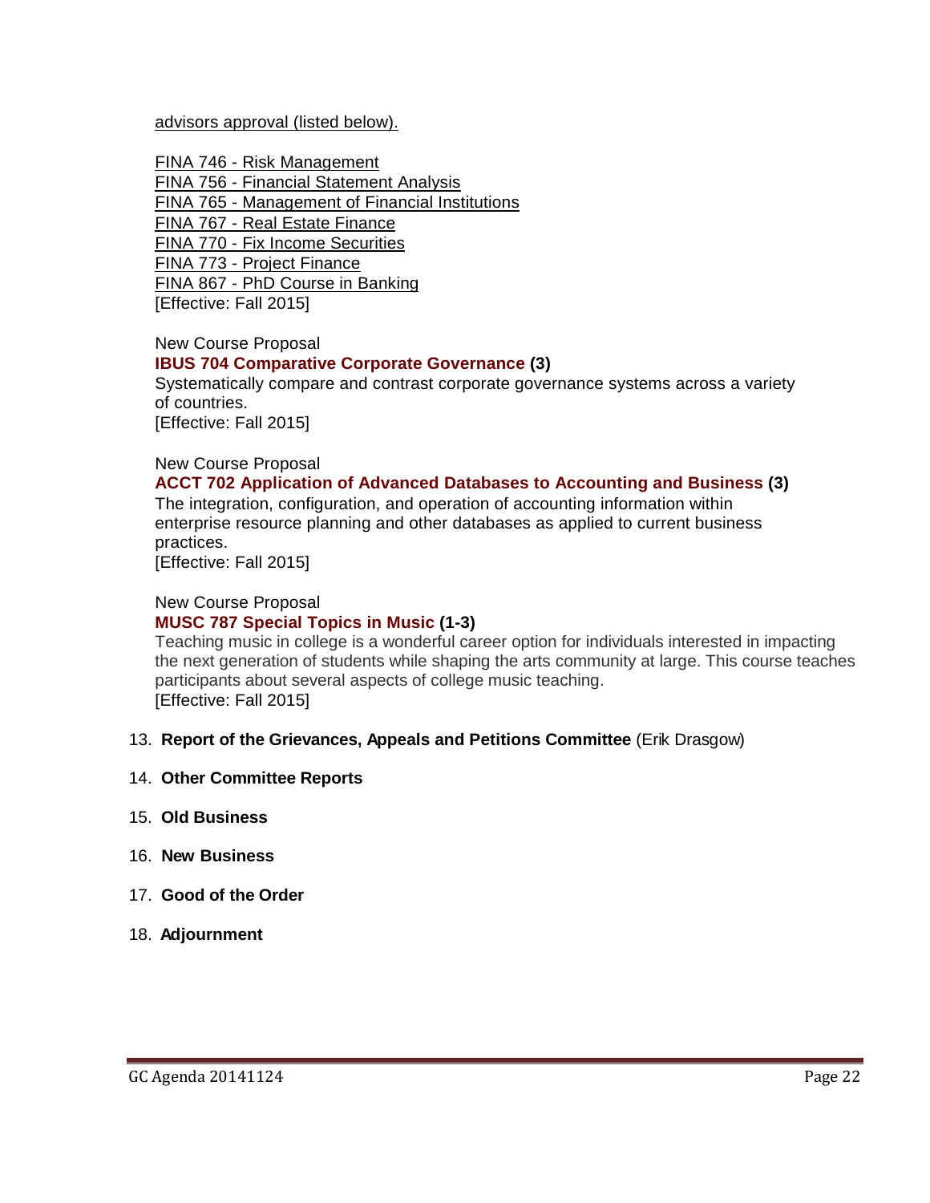advisors approval (listed below).

FINA 746 - Risk Management
FINA 756 - Financial Statement Analysis
FINA 765 - Management of Financial Institutions
FINA 767 - Real Estate Finance
FINA 770 - Fix Income Securities
FINA 773 - Project Finance
FINA 867 - PhD Course in Banking
[Effective: Fall 2015]

New Course Proposal
**IBUS 704 Comparative Corporate Governance (3)**
Systematically compare and contrast corporate governance systems across a variety of countries.
[Effective: Fall 2015]

New Course Proposal
**ACCT 702 Application of Advanced Databases to Accounting and Business (3)**
The integration, configuration, and operation of accounting information within enterprise resource planning and other databases as applied to current business practices.
[Effective: Fall 2015]

New Course Proposal
**MUSC 787 Special Topics in Music (1-3)**
Teaching music in college is a wonderful career option for individuals interested in impacting the next generation of students while shaping the arts community at large. This course teaches participants about several aspects of college music teaching.
[Effective: Fall 2015]

13. **Report of the Grievances, Appeals and Petitions Committee** (Erik Drasgow)
14. **Other Committee Reports**
15. **Old Business**
16. **New Business**
17. **Good of the Order**
18. **Adjournment**